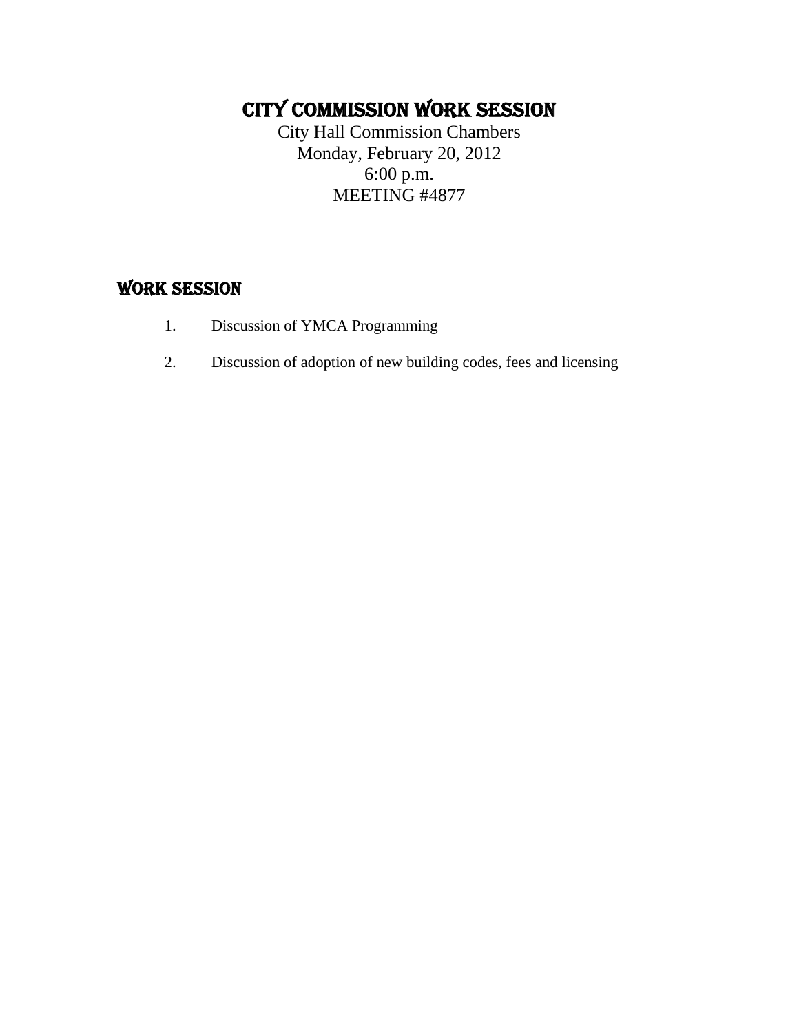# CITY COMMISSION WORK SESSION

City Hall Commission Chambers
Monday, February 20, 2012
6:00 p.m.
MEETING #4877

## WORK SESSION

1. Discussion of YMCA Programming

2. Discussion of adoption of new building codes, fees and licensing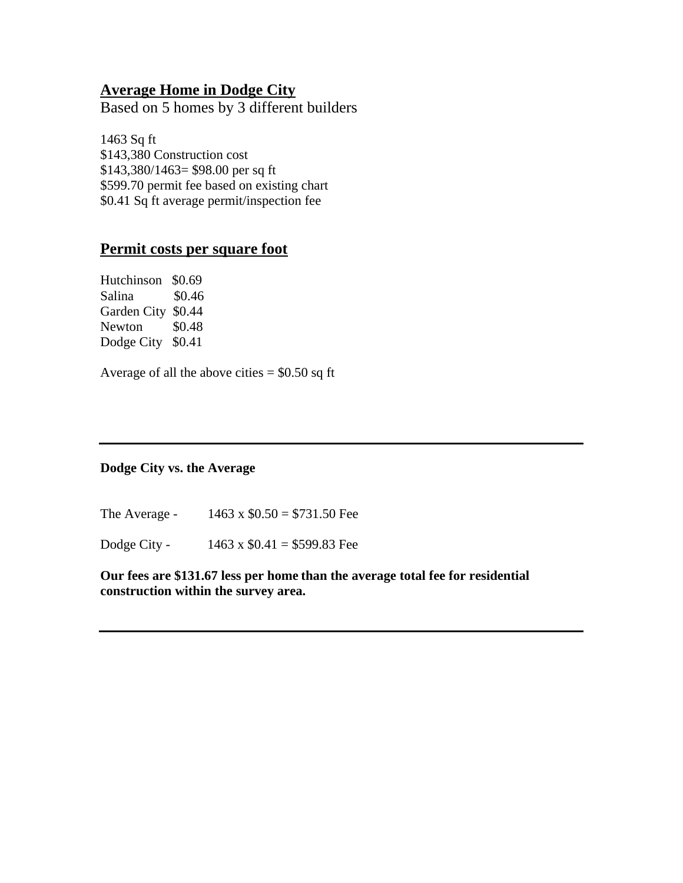## Average Home in Dodge City

Based on 5 homes by 3 different builders

1463 Sq ft
$143,380 Construction cost
$143,380/1463= $98.00 per sq ft
$599.70 permit fee based on existing chart
$0.41 Sq ft average permit/inspection fee

## Permit costs per square foot

| | |
|---|---|
| Hutchinson | $0.69 |
| Salina | $0.46 |
| Garden City | $0.44 |
| Newton | $0.48 |
| Dodge City | $0.41 |

Average of all the above cities = $0.50 sq ft

---

**Dodge City vs. the Average**

The Average - 1463 x $0.50 = $731.50 Fee

Dodge City - 1463 x $0.41 = $599.83 Fee

**Our fees are $131.67 less per home than the average total fee for residential construction within the survey area.**

---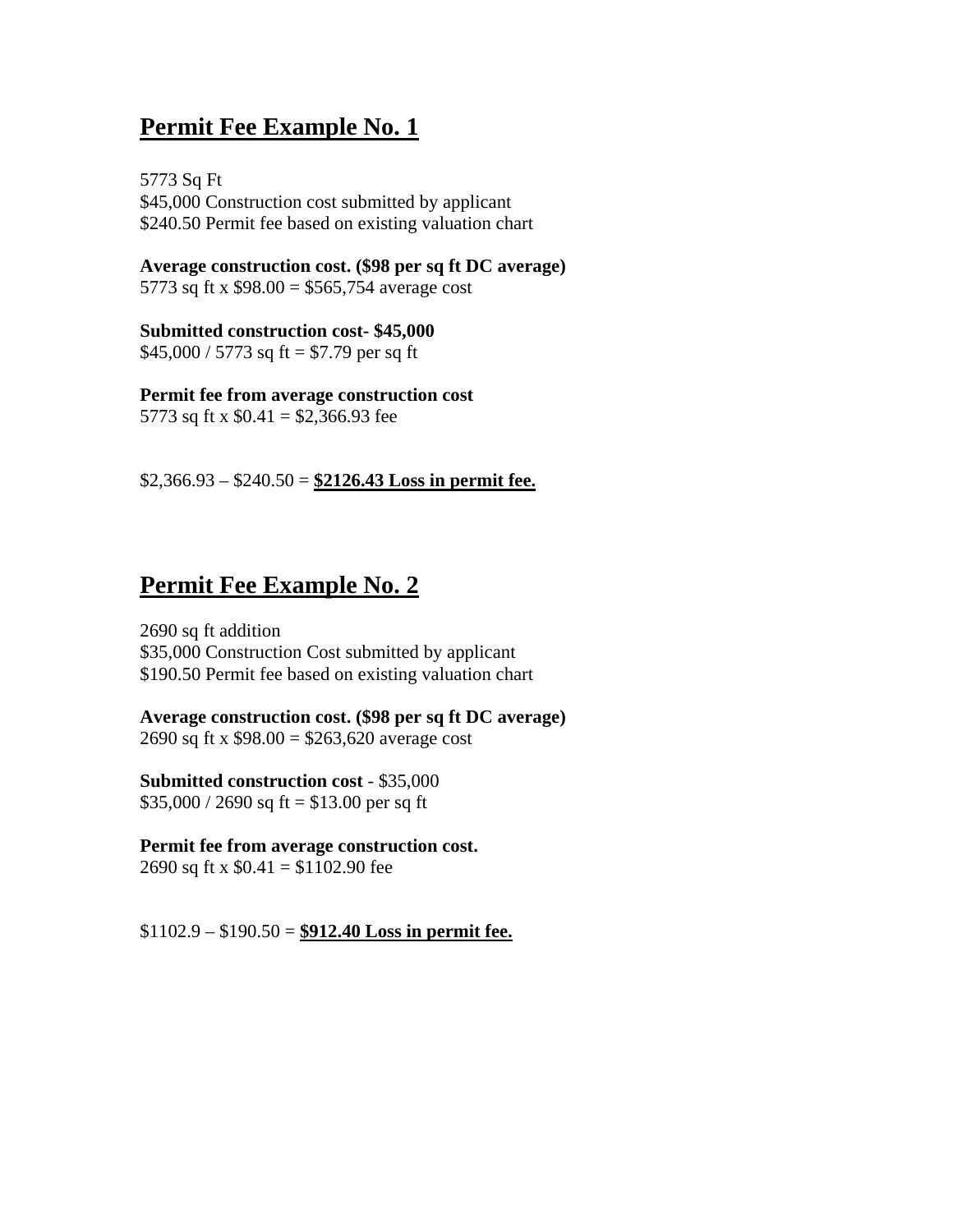# Permit Fee Example No. 1

5773 Sq Ft
$45,000 Construction cost submitted by applicant
$240.50 Permit fee based on existing valuation chart

**Average construction cost. ($98 per sq ft DC average)**
5773 sq ft x $98.00 = $565,754 average cost

**Submitted construction cost- $45,000**
$45,000 / 5773 sq ft = $7.79 per sq ft

**Permit fee from average construction cost**
5773 sq ft x $0.41 = $2,366.93 fee

$2,366.93 – $240.50 = **$2126.43 Loss in permit fee.**

# Permit Fee Example No. 2

2690 sq ft addition
$35,000 Construction Cost submitted by applicant
$190.50 Permit fee based on existing valuation chart

**Average construction cost. ($98 per sq ft DC average)**
2690 sq ft x $98.00 = $263,620 average cost

**Submitted construction cost** - $35,000
$35,000 / 2690 sq ft = $13.00 per sq ft

**Permit fee from average construction cost.**
2690 sq ft x $0.41 = $1102.90 fee

$1102.9 – $190.50 = **$912.40 Loss in permit fee.**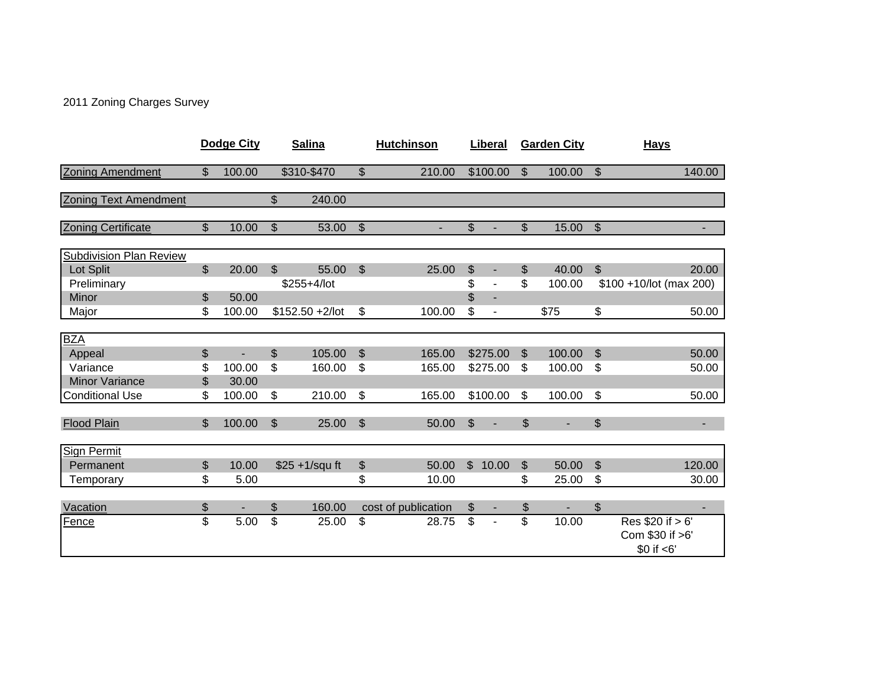2011 Zoning Charges Survey

| | Dodge City | Salina | Hutchinson | Liberal | Garden City | Hays |
|---|---|---|---|---|---|---|
| Zoning Amendment | $ 100.00 | $310-$470 | $ 210.00 | $100.00 | $ 100.00 | $ 140.00 |
| Zoning Text Amendment | | $ 240.00 | | | | |
| Zoning Certificate | $ 10.00 | $ 53.00 | $ - | $ - | $ 15.00 | $ - |
| Subdivision Plan Review | | | | | | |
| Lot Split | $ 20.00 | $ 55.00 | $ 25.00 | $ - | $ 40.00 | $ 20.00 |
| Preliminary | | $255+4/lot | | $ - | $ 100.00 | $100 +10/lot (max 200) |
| Minor | $ 50.00 | | | $ - | | |
| Major | $ 100.00 | $152.50 +2/lot | $ 100.00 | $ - | $75 | $ 50.00 |
| BZA | | | | | | |
| Appeal | $ - | $ 105.00 | $ 165.00 | $275.00 | $ 100.00 | $ 50.00 |
| Variance | $ 100.00 | $ 160.00 | $ 165.00 | $275.00 | $ 100.00 | $ 50.00 |
| Minor Variance | $ 30.00 | | | | | |
| Conditional Use | $ 100.00 | $ 210.00 | $ 165.00 | $100.00 | $ 100.00 | $ 50.00 |
| Flood Plain | $ 100.00 | $ 25.00 | $ 50.00 | $ - | $ - | $ - |
| Sign Permit | | | | | | |
| Permanent | $ 10.00 | $25 +1/squ ft | $ 50.00 | $ 10.00 | $ 50.00 | $ 120.00 |
| Temporary | $ 5.00 | | $ 10.00 | | $ 25.00 | $ 30.00 |
| Vacation | $ - | $ 160.00 | cost of publication | $ - | $ - | $ - |
| Fence | $ 5.00 | $ 25.00 | $ 28.75 | $ - | $ 10.00 | Res $20 if > 6'<br>Com $30 if >6'<br>$0 if <6' |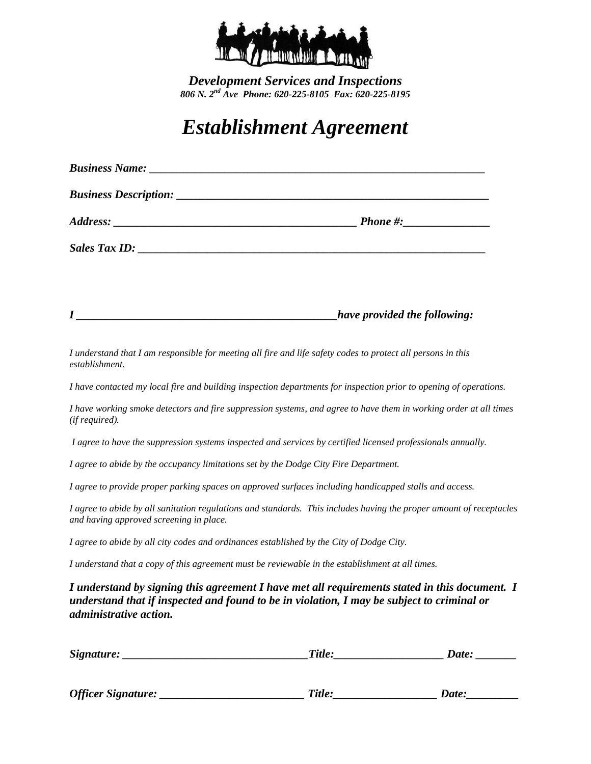***Development Services and Inspections***

***806 N. 2nd Ave Phone: 620-225-8105 Fax: 620-225-8195***

# *Establishment Agreement*

***Business Name:*** ___________________________________________________________

***Business Description:*** ______________________________________________________

***Address:*** _____________________________________________ ***Phone #:***_______________

***Sales Tax ID:*** ______________________________________________________________

***I*** _______________________________________________***have provided the following:***

*I understand that I am responsible for meeting all fire and life safety codes to protect all persons in this establishment.*

*I have contacted my local fire and building inspection departments for inspection prior to opening of operations.*

*I have working smoke detectors and fire suppression systems, and agree to have them in working order at all times (if required).*

*I agree to have the suppression systems inspected and services by certified licensed professionals annually.*

*I agree to abide by the occupancy limitations set by the Dodge City Fire Department.*

*I agree to provide proper parking spaces on approved surfaces including handicapped stalls and access.*

*I agree to abide by all sanitation regulations and standards. This includes having the proper amount of receptacles and having approved screening in place.*

*I agree to abide by all city codes and ordinances established by the City of Dodge City.*

*I understand that a copy of this agreement must be reviewable in the establishment at all times.*

***I understand by signing this agreement I have met all requirements stated in this document. I understand that if inspected and found to be in violation, I may be subject to criminal or administrative action.***

***Signature:*** ________________________________***Title:***___________________ ***Date:*** _______

***Officer Signature:*** _________________________ ***Title:***__________________ ***Date:***_________